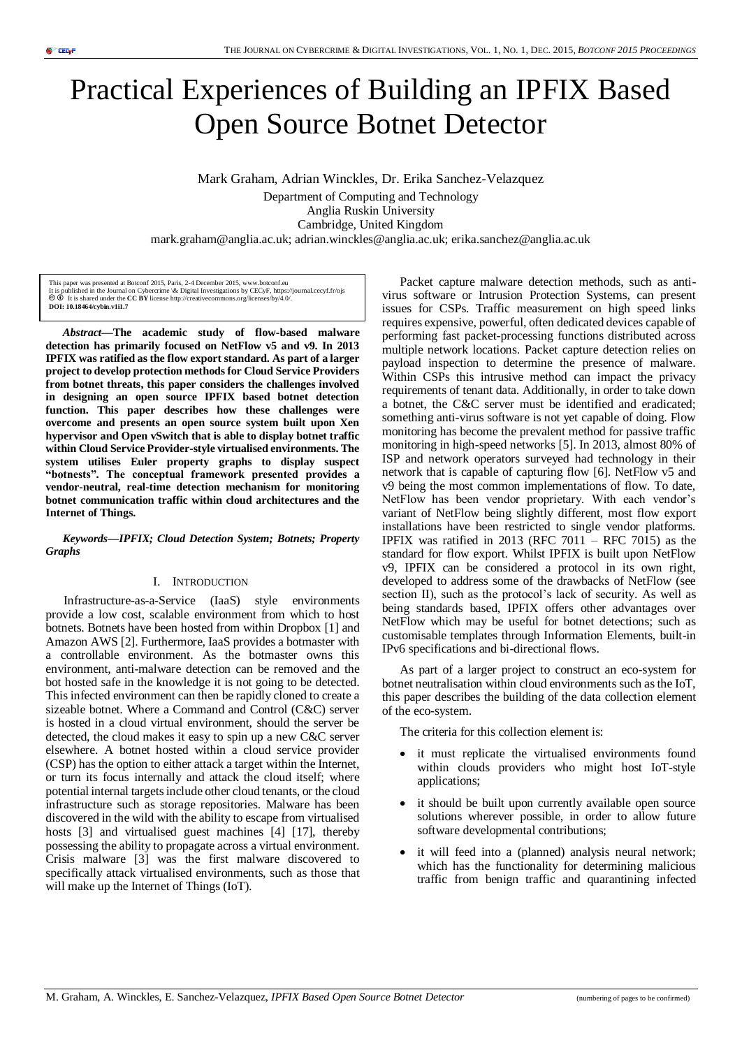# Practical Experiences of Building an IPFIX Based Open Source Botnet Detector

Mark Graham, Adrian Winckles, Dr. Erika Sanchez-Velazquez

Department of Computing and Technology
Anglia Ruskin University
Cambridge, United Kingdom
mark.graham@anglia.ac.uk; adrian.winckles@anglia.ac.uk; erika.sanchez@anglia.ac.uk

This paper was presented at Botconf 2015, Paris, 2-4 December 2015, www.botconf.eu
It is published in the Journal on Cybercrime \& Digital Investigations by CECyF, https://journal.cecyf.fr/ojs
It is shared under the **CC BY** license http://creativecommons.org/licenses/by/4.0/.
**DOI: 10.18464/cybin.v1i1.7**

***Abstract*—The academic study of flow-based malware detection has primarily focused on NetFlow v5 and v9. In 2013 IPFIX was ratified as the flow export standard. As part of a larger project to develop protection methods for Cloud Service Providers from botnet threats, this paper considers the challenges involved in designing an open source IPFIX based botnet detection function. This paper describes how these challenges were overcome and presents an open source system built upon Xen hypervisor and Open vSwitch that is able to display botnet traffic within Cloud Service Provider-style virtualised environments. The system utilises Euler property graphs to display suspect "botnests". The conceptual framework presented provides a vendor-neutral, real-time detection mechanism for monitoring botnet communication traffic within cloud architectures and the Internet of Things.**

***Keywords*—IPFIX; Cloud Detection System; Botnets; Property Graphs**

## I. Introduction

Infrastructure-as-a-Service (IaaS) style environments provide a low cost, scalable environment from which to host botnets. Botnets have been hosted from within Dropbox [1] and Amazon AWS [2]. Furthermore, IaaS provides a botmaster with a controllable environment. As the botmaster owns this environment, anti-malware detection can be removed and the bot hosted safe in the knowledge it is not going to be detected. This infected environment can then be rapidly cloned to create a sizeable botnet. Where a Command and Control (C&C) server is hosted in a cloud virtual environment, should the server be detected, the cloud makes it easy to spin up a new C&C server elsewhere. A botnet hosted within a cloud service provider (CSP) has the option to either attack a target within the Internet, or turn its focus internally and attack the cloud itself; where potential internal targets include other cloud tenants, or the cloud infrastructure such as storage repositories. Malware has been discovered in the wild with the ability to escape from virtualised hosts [3] and virtualised guest machines [4] [17], thereby possessing the ability to propagate across a virtual environment. Crisis malware [3] was the first malware discovered to specifically attack virtualised environments, such as those that will make up the Internet of Things (IoT).

Packet capture malware detection methods, such as anti-virus software or Intrusion Protection Systems, can present issues for CSPs. Traffic measurement on high speed links requires expensive, powerful, often dedicated devices capable of performing fast packet-processing functions distributed across multiple network locations. Packet capture detection relies on payload inspection to determine the presence of malware. Within CSPs this intrusive method can impact the privacy requirements of tenant data. Additionally, in order to take down a botnet, the C&C server must be identified and eradicated; something anti-virus software is not yet capable of doing. Flow monitoring has become the prevalent method for passive traffic monitoring in high-speed networks [5]. In 2013, almost 80% of ISP and network operators surveyed had technology in their network that is capable of capturing flow [6]. NetFlow v5 and v9 being the most common implementations of flow. To date, NetFlow has been vendor proprietary. With each vendor's variant of NetFlow being slightly different, most flow export installations have been restricted to single vendor platforms. IPFIX was ratified in 2013 (RFC 7011 – RFC 7015) as the standard for flow export. Whilst IPFIX is built upon NetFlow v9, IPFIX can be considered a protocol in its own right, developed to address some of the drawbacks of NetFlow (see section II), such as the protocol's lack of security. As well as being standards based, IPFIX offers other advantages over NetFlow which may be useful for botnet detections; such as customisable templates through Information Elements, built-in IPv6 specifications and bi-directional flows.

As part of a larger project to construct an eco-system for botnet neutralisation within cloud environments such as the IoT, this paper describes the building of the data collection element of the eco-system.

The criteria for this collection element is:

- it must replicate the virtualised environments found within clouds providers who might host IoT-style applications;
- it should be built upon currently available open source solutions wherever possible, in order to allow future software developmental contributions;
- it will feed into a (planned) analysis neural network; which has the functionality for determining malicious traffic from benign traffic and quarantining infected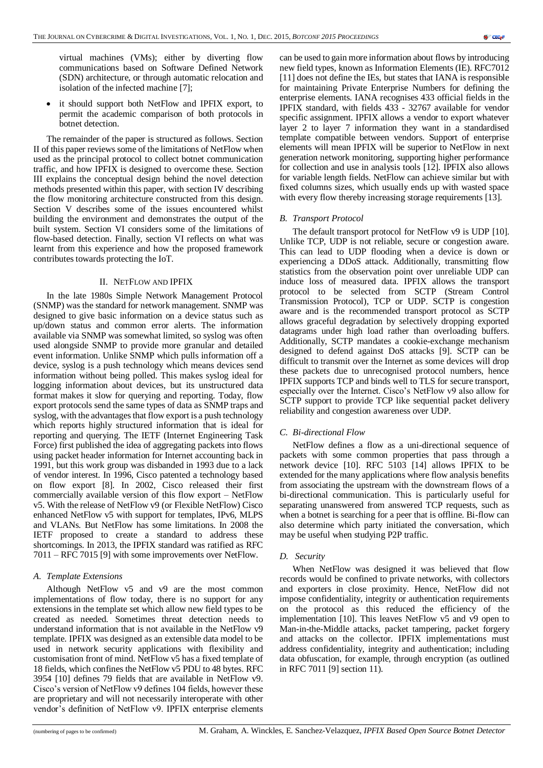virtual machines (VMs); either by diverting flow communications based on Software Defined Network (SDN) architecture, or through automatic relocation and isolation of the infected machine [7];

- it should support both NetFlow and IPFIX export, to permit the academic comparison of both protocols in botnet detection.

The remainder of the paper is structured as follows. Section II of this paper reviews some of the limitations of NetFlow when used as the principal protocol to collect botnet communication traffic, and how IPFIX is designed to overcome these. Section III explains the conceptual design behind the novel detection methods presented within this paper, with section IV describing the flow monitoring architecture constructed from this design. Section V describes some of the issues encountered whilst building the environment and demonstrates the output of the built system. Section VI considers some of the limitations of flow-based detection. Finally, section VI reflects on what was learnt from this experience and how the proposed framework contributes towards protecting the IoT.

## II. NetFlow and IPFIX

In the late 1980s Simple Network Management Protocol (SNMP) was the standard for network management. SNMP was designed to give basic information on a device status such as up/down status and common error alerts. The information available via SNMP was somewhat limited, so syslog was often used alongside SNMP to provide more granular and detailed event information. Unlike SNMP which pulls information off a device, syslog is a push technology which means devices send information without being polled. This makes syslog ideal for logging information about devices, but its unstructured data format makes it slow for querying and reporting. Today, flow export protocols send the same types of data as SNMP traps and syslog, with the advantages that flow export is a push technology which reports highly structured information that is ideal for reporting and querying. The IETF (Internet Engineering Task Force) first published the idea of aggregating packets into flows using packet header information for Internet accounting back in 1991, but this work group was disbanded in 1993 due to a lack of vendor interest. In 1996, Cisco patented a technology based on flow export [8]. In 2002, Cisco released their first commercially available version of this flow export – NetFlow v5. With the release of NetFlow v9 (or Flexible NetFlow) Cisco enhanced NetFlow v5 with support for templates, IPv6, MLPS and VLANs. But NetFlow has some limitations. In 2008 the IETF proposed to create a standard to address these shortcomings. In 2013, the IPFIX standard was ratified as RFC 7011 – RFC 7015 [9] with some improvements over NetFlow.

### A. Template Extensions

Although NetFlow v5 and v9 are the most common implementations of flow today, there is no support for any extensions in the template set which allow new field types to be created as needed. Sometimes threat detection needs to understand information that is not available in the NetFlow v9 template. IPFIX was designed as an extensible data model to be used in network security applications with flexibility and customisation front of mind. NetFlow v5 has a fixed template of 18 fields, which confines the NetFlow v5 PDU to 48 bytes. RFC 3954 [10] defines 79 fields that are available in NetFlow v9. Cisco's version of NetFlow v9 defines 104 fields, however these are proprietary and will not necessarily interoperate with other vendor's definition of NetFlow v9. IPFIX enterprise elements can be used to gain more information about flows by introducing new field types, known as Information Elements (IE). RFC7012 [11] does not define the IEs, but states that IANA is responsible for maintaining Private Enterprise Numbers for defining the enterprise elements. IANA recognises 433 official fields in the IPFIX standard, with fields 433 - 32767 available for vendor specific assignment. IPFIX allows a vendor to export whatever layer 2 to layer 7 information they want in a standardised template compatible between vendors. Support of enterprise elements will mean IPFIX will be superior to NetFlow in next generation network monitoring, supporting higher performance for collection and use in analysis tools [12]. IPFIX also allows for variable length fields. NetFlow can achieve similar but with fixed columns sizes, which usually ends up with wasted space with every flow thereby increasing storage requirements [13].

### B. Transport Protocol

The default transport protocol for NetFlow v9 is UDP [10]. Unlike TCP, UDP is not reliable, secure or congestion aware. This can lead to UDP flooding when a device is down or experiencing a DDoS attack. Additionally, transmitting flow statistics from the observation point over unreliable UDP can induce loss of measured data. IPFIX allows the transport protocol to be selected from SCTP (Stream Control Transmission Protocol), TCP or UDP. SCTP is congestion aware and is the recommended transport protocol as SCTP allows graceful degradation by selectively dropping exported datagrams under high load rather than overloading buffers. Additionally, SCTP mandates a cookie-exchange mechanism designed to defend against DoS attacks [9]. SCTP can be difficult to transmit over the Internet as some devices will drop these packets due to unrecognised protocol numbers, hence IPFIX supports TCP and binds well to TLS for secure transport, especially over the Internet. Cisco's NetFlow v9 also allow for SCTP support to provide TCP like sequential packet delivery reliability and congestion awareness over UDP.

### C. Bi-directional Flow

NetFlow defines a flow as a uni-directional sequence of packets with some common properties that pass through a network device [10]. RFC 5103 [14] allows IPFIX to be extended for the many applications where flow analysis benefits from associating the upstream with the downstream flows of a bi-directional communication. This is particularly useful for separating unanswered from answered TCP requests, such as when a botnet is searching for a peer that is offline. Bi-flow can also determine which party initiated the conversation, which may be useful when studying P2P traffic.

### D. Security

When NetFlow was designed it was believed that flow records would be confined to private networks, with collectors and exporters in close proximity. Hence, NetFlow did not impose confidentiality, integrity or authentication requirements on the protocol as this reduced the efficiency of the implementation [10]. This leaves NetFlow v5 and v9 open to Man-in-the-Middle attacks, packet tampering, packet forgery and attacks on the collector. IPFIX implementations must address confidentiality, integrity and authentication; including data obfuscation, for example, through encryption (as outlined in RFC 7011 [9] section 11).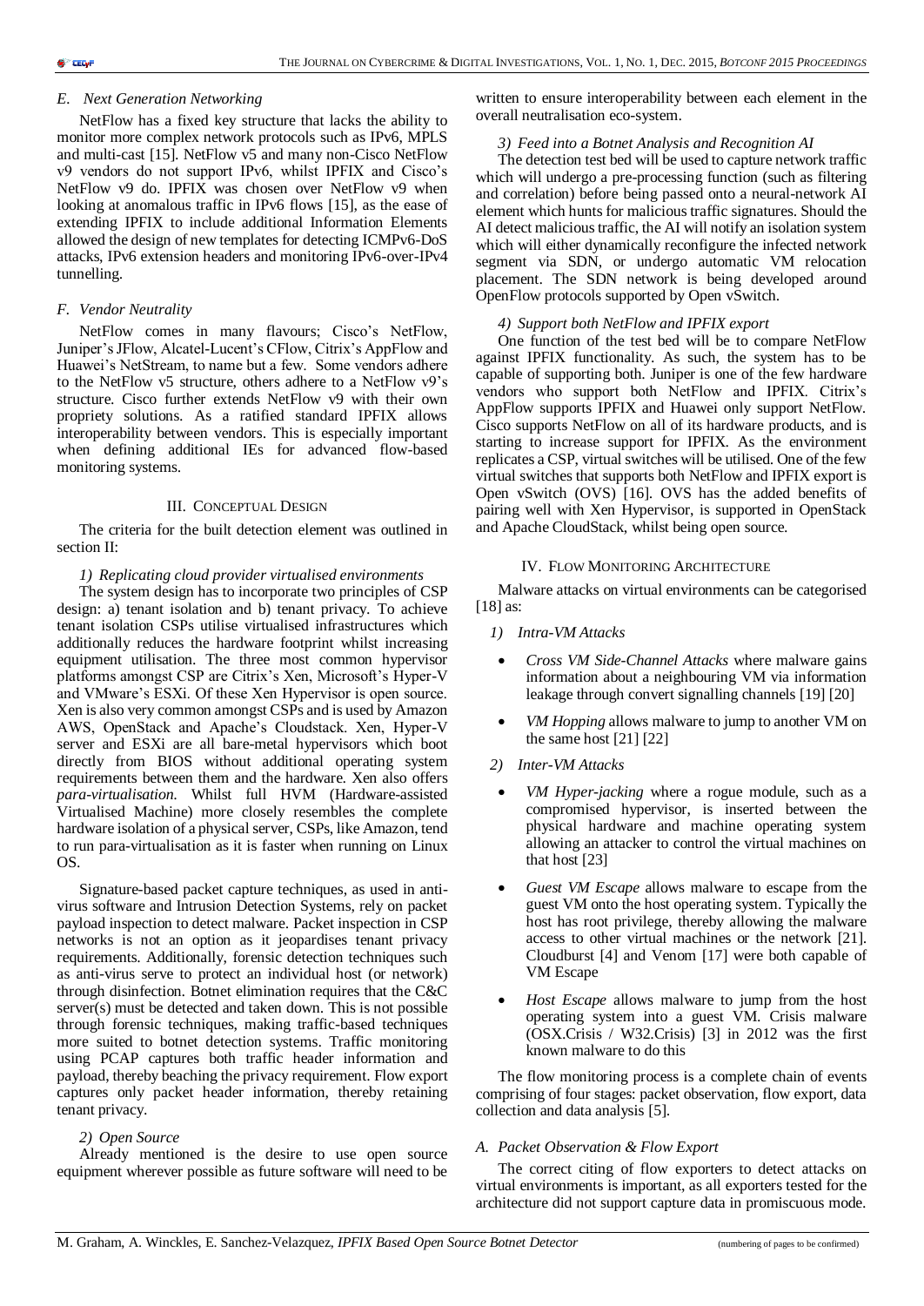### E. Next Generation Networking

NetFlow has a fixed key structure that lacks the ability to monitor more complex network protocols such as IPv6, MPLS and multi-cast [15]. NetFlow v5 and many non-Cisco NetFlow v9 vendors do not support IPv6, whilst IPFIX and Cisco's NetFlow v9 do. IPFIX was chosen over NetFlow v9 when looking at anomalous traffic in IPv6 flows [15], as the ease of extending IPFIX to include additional Information Elements allowed the design of new templates for detecting ICMPv6-DoS attacks, IPv6 extension headers and monitoring IPv6-over-IPv4 tunnelling.

### F. Vendor Neutrality

NetFlow comes in many flavours; Cisco's NetFlow, Juniper's JFlow, Alcatel-Lucent's CFlow, Citrix's AppFlow and Huawei's NetStream, to name but a few. Some vendors adhere to the NetFlow v5 structure, others adhere to a NetFlow v9's structure. Cisco further extends NetFlow v9 with their own propriety solutions. As a ratified standard IPFIX allows interoperability between vendors. This is especially important when defining additional IEs for advanced flow-based monitoring systems.

## III. Conceptual Design

The criteria for the built detection element was outlined in section II:

*1) Replicating cloud provider virtualised environments*

The system design has to incorporate two principles of CSP design: a) tenant isolation and b) tenant privacy. To achieve tenant isolation CSPs utilise virtualised infrastructures which additionally reduces the hardware footprint whilst increasing equipment utilisation. The three most common hypervisor platforms amongst CSP are Citrix's Xen, Microsoft's Hyper-V and VMware's ESXi. Of these Xen Hypervisor is open source. Xen is also very common amongst CSPs and is used by Amazon AWS, OpenStack and Apache's Cloudstack. Xen, Hyper-V server and ESXi are all bare-metal hypervisors which boot directly from BIOS without additional operating system requirements between them and the hardware. Xen also offers *para-virtualisation.* Whilst full HVM (Hardware-assisted Virtualised Machine) more closely resembles the complete hardware isolation of a physical server, CSPs, like Amazon, tend to run para-virtualisation as it is faster when running on Linux OS.

Signature-based packet capture techniques, as used in anti-virus software and Intrusion Detection Systems, rely on packet payload inspection to detect malware. Packet inspection in CSP networks is not an option as it jeopardises tenant privacy requirements. Additionally, forensic detection techniques such as anti-virus serve to protect an individual host (or network) through disinfection. Botnet elimination requires that the C&C server(s) must be detected and taken down. This is not possible through forensic techniques, making traffic-based techniques more suited to botnet detection systems. Traffic monitoring using PCAP captures both traffic header information and payload, thereby beaching the privacy requirement. Flow export captures only packet header information, thereby retaining tenant privacy.

*2) Open Source*

Already mentioned is the desire to use open source equipment wherever possible as future software will need to be written to ensure interoperability between each element in the overall neutralisation eco-system.

*3) Feed into a Botnet Analysis and Recognition AI*

The detection test bed will be used to capture network traffic which will undergo a pre-processing function (such as filtering and correlation) before being passed onto a neural-network AI element which hunts for malicious traffic signatures. Should the AI detect malicious traffic, the AI will notify an isolation system which will either dynamically reconfigure the infected network segment via SDN, or undergo automatic VM relocation placement. The SDN network is being developed around OpenFlow protocols supported by Open vSwitch.

*4) Support both NetFlow and IPFIX export*

One function of the test bed will be to compare NetFlow against IPFIX functionality. As such, the system has to be capable of supporting both. Juniper is one of the few hardware vendors who support both NetFlow and IPFIX. Citrix's AppFlow supports IPFIX and Huawei only support NetFlow. Cisco supports NetFlow on all of its hardware products, and is starting to increase support for IPFIX. As the environment replicates a CSP, virtual switches will be utilised. One of the few virtual switches that supports both NetFlow and IPFIX export is Open vSwitch (OVS) [16]. OVS has the added benefits of pairing well with Xen Hypervisor, is supported in OpenStack and Apache CloudStack, whilst being open source.

## IV. Flow Monitoring Architecture

Malware attacks on virtual environments can be categorised [18] as:

1) *Intra-VM Attacks*
   - *Cross VM Side-Channel Attacks* where malware gains information about a neighbouring VM via information leakage through convert signalling channels [19] [20]
   - *VM Hopping* allows malware to jump to another VM on the same host [21] [22]
2) *Inter-VM Attacks*
   - *VM Hyper-jacking* where a rogue module, such as a compromised hypervisor, is inserted between the physical hardware and machine operating system allowing an attacker to control the virtual machines on that host [23]
   - *Guest VM Escape* allows malware to escape from the guest VM onto the host operating system. Typically the host has root privilege, thereby allowing the malware access to other virtual machines or the network [21]. Cloudburst [4] and Venom [17] were both capable of VM Escape
   - *Host Escape* allows malware to jump from the host operating system into a guest VM. Crisis malware (OSX.Crisis / W32.Crisis) [3] in 2012 was the first known malware to do this

The flow monitoring process is a complete chain of events comprising of four stages: packet observation, flow export, data collection and data analysis [5].

### A. Packet Observation & Flow Export

The correct citing of flow exporters to detect attacks on virtual environments is important, as all exporters tested for the architecture did not support capture data in promiscuous mode.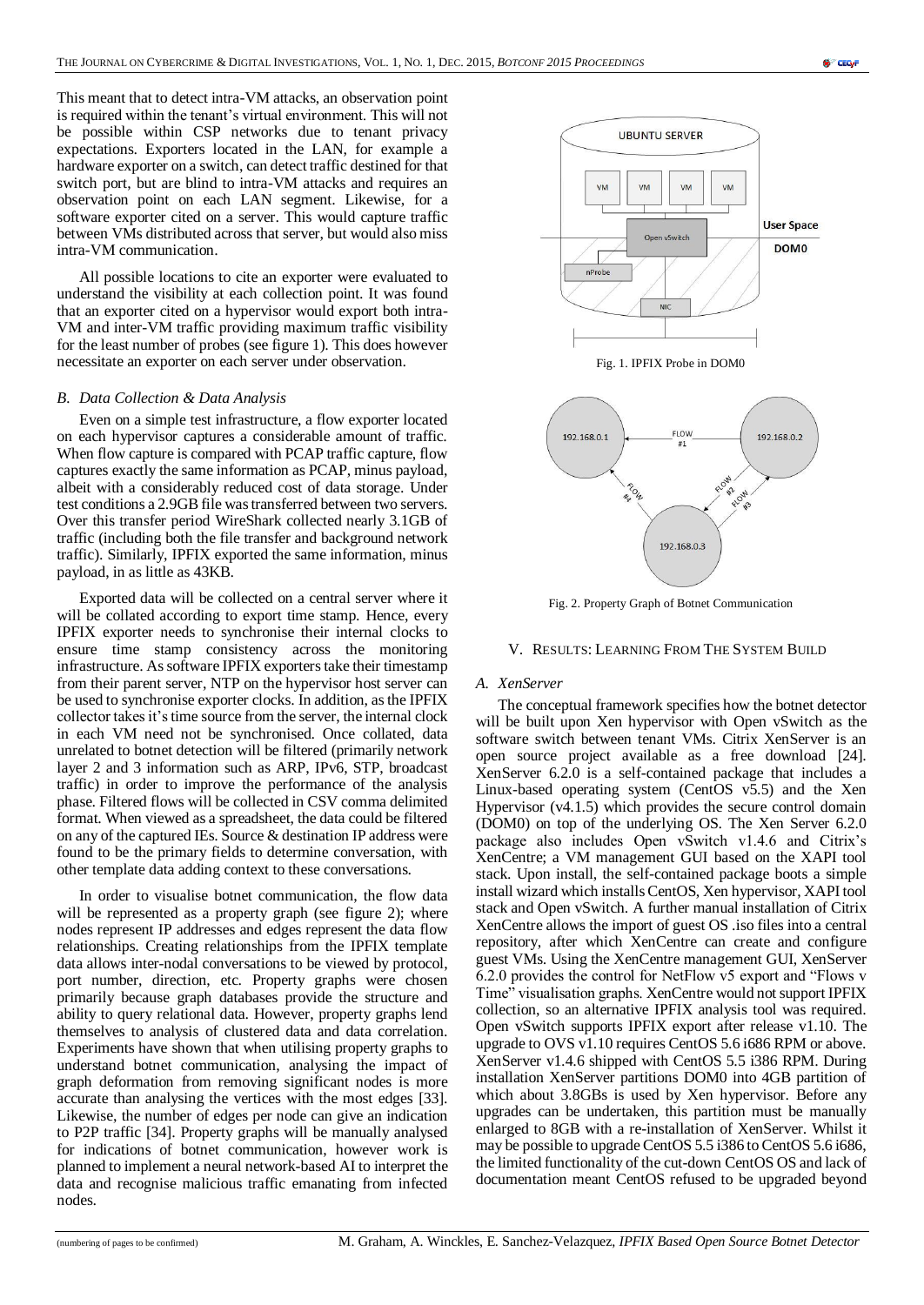This meant that to detect intra-VM attacks, an observation point is required within the tenant's virtual environment. This will not be possible within CSP networks due to tenant privacy expectations. Exporters located in the LAN, for example a hardware exporter on a switch, can detect traffic destined for that switch port, but are blind to intra-VM attacks and requires an observation point on each LAN segment. Likewise, for a software exporter cited on a server. This would capture traffic between VMs distributed across that server, but would also miss intra-VM communication.

All possible locations to cite an exporter were evaluated to understand the visibility at each collection point. It was found that an exporter cited on a hypervisor would export both intra-VM and inter-VM traffic providing maximum traffic visibility for the least number of probes (see figure 1). This does however necessitate an exporter on each server under observation.

### *B. Data Collection & Data Analysis*

Even on a simple test infrastructure, a flow exporter located on each hypervisor captures a considerable amount of traffic. When flow capture is compared with PCAP traffic capture, flow captures exactly the same information as PCAP, minus payload, albeit with a considerably reduced cost of data storage. Under test conditions a 2.9GB file was transferred between two servers. Over this transfer period WireShark collected nearly 3.1GB of traffic (including both the file transfer and background network traffic). Similarly, IPFIX exported the same information, minus payload, in as little as 43KB.

Exported data will be collected on a central server where it will be collated according to export time stamp. Hence, every IPFIX exporter needs to synchronise their internal clocks to ensure time stamp consistency across the monitoring infrastructure. As software IPFIX exporters take their timestamp from their parent server, NTP on the hypervisor host server can be used to synchronise exporter clocks. In addition, as the IPFIX collector takes it's time source from the server, the internal clock in each VM need not be synchronised. Once collated, data unrelated to botnet detection will be filtered (primarily network layer 2 and 3 information such as ARP, IPv6, STP, broadcast traffic) in order to improve the performance of the analysis phase. Filtered flows will be collected in CSV comma delimited format. When viewed as a spreadsheet, the data could be filtered on any of the captured IEs. Source & destination IP address were found to be the primary fields to determine conversation, with other template data adding context to these conversations.

In order to visualise botnet communication, the flow data will be represented as a property graph (see figure 2); where nodes represent IP addresses and edges represent the data flow relationships. Creating relationships from the IPFIX template data allows inter-nodal conversations to be viewed by protocol, port number, direction, etc. Property graphs were chosen primarily because graph databases provide the structure and ability to query relational data. However, property graphs lend themselves to analysis of clustered data and data correlation. Experiments have shown that when utilising property graphs to understand botnet communication, analysing the impact of graph deformation from removing significant nodes is more accurate than analysing the vertices with the most edges [33]. Likewise, the number of edges per node can give an indication to P2P traffic [34]. Property graphs will be manually analysed for indications of botnet communication, however work is planned to implement a neural network-based AI to interpret the data and recognise malicious traffic emanating from infected nodes.

UBUNTU SERVER
VM VM VM VM
Open vSwitch
User Space
DOM0
nProbe
NIC

Fig. 1. IPFIX Probe in DOM0

192.168.0.1
192.168.0.2
192.168.0.3
FLOW #1
FLOW #2
FLOW #3
FLOW #4

Fig. 2. Property Graph of Botnet Communication

## V. Results: Learning From The System Build

### *A. XenServer*

The conceptual framework specifies how the botnet detector will be built upon Xen hypervisor with Open vSwitch as the software switch between tenant VMs. Citrix XenServer is an open source project available as a free download [24]. XenServer 6.2.0 is a self-contained package that includes a Linux-based operating system (CentOS v5.5) and the Xen Hypervisor (v4.1.5) which provides the secure control domain (DOM0) on top of the underlying OS. The Xen Server 6.2.0 package also includes Open vSwitch v1.4.6 and Citrix's XenCentre; a VM management GUI based on the XAPI tool stack. Upon install, the self-contained package boots a simple install wizard which installs CentOS, Xen hypervisor, XAPI tool stack and Open vSwitch. A further manual installation of Citrix XenCentre allows the import of guest OS .iso files into a central repository, after which XenCentre can create and configure guest VMs. Using the XenCentre management GUI, XenServer 6.2.0 provides the control for NetFlow v5 export and "Flows v Time" visualisation graphs. XenCentre would not support IPFIX collection, so an alternative IPFIX analysis tool was required. Open vSwitch supports IPFIX export after release v1.10. The upgrade to OVS v1.10 requires CentOS 5.6 i686 RPM or above. XenServer v1.4.6 shipped with CentOS 5.5 i386 RPM. During installation XenServer partitions DOM0 into 4GB partition of which about 3.8GBs is used by Xen hypervisor. Before any upgrades can be undertaken, this partition must be manually enlarged to 8GB with a re-installation of XenServer. Whilst it may be possible to upgrade CentOS 5.5 i386 to CentOS 5.6 i686, the limited functionality of the cut-down CentOS OS and lack of documentation meant CentOS refused to be upgraded beyond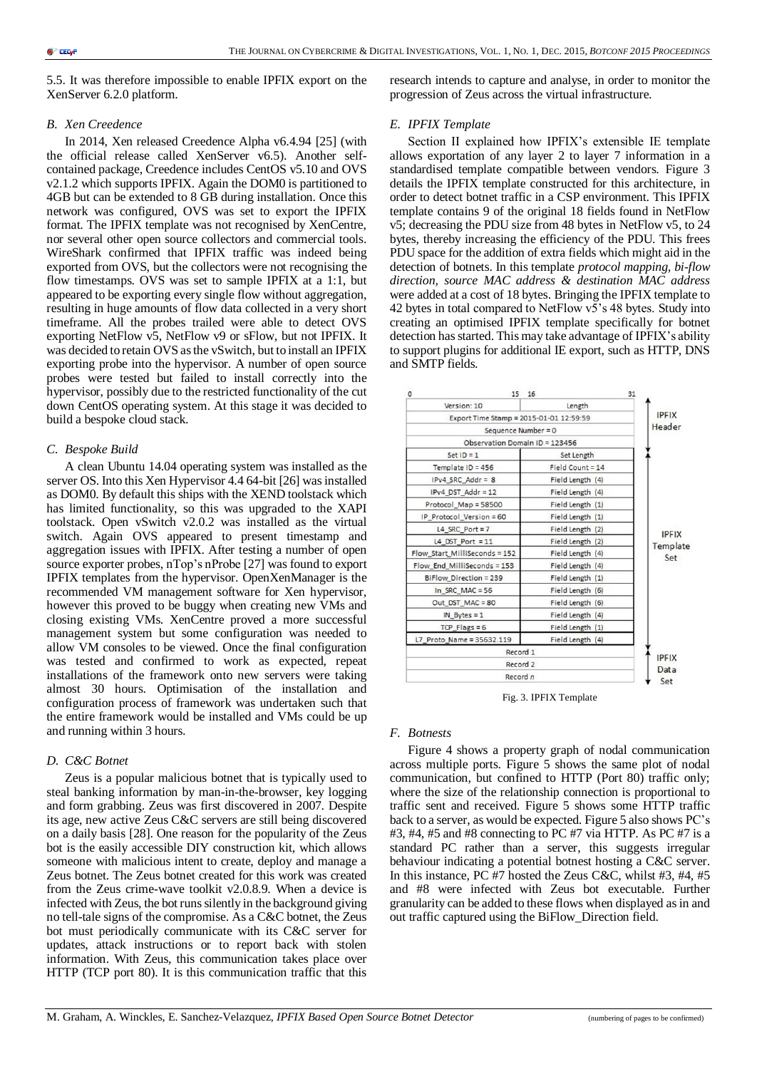5.5. It was therefore impossible to enable IPFIX export on the XenServer 6.2.0 platform.

### B. Xen Creedence

In 2014, Xen released Creedence Alpha v6.4.94 [25] (with the official release called XenServer v6.5). Another self-contained package, Creedence includes CentOS v5.10 and OVS v2.1.2 which supports IPFIX. Again the DOM0 is partitioned to 4GB but can be extended to 8 GB during installation. Once this network was configured, OVS was set to export the IPFIX format. The IPFIX template was not recognised by XenCentre, nor several other open source collectors and commercial tools. WireShark confirmed that IPFIX traffic was indeed being exported from OVS, but the collectors were not recognising the flow timestamps. OVS was set to sample IPFIX at a 1:1, but appeared to be exporting every single flow without aggregation, resulting in huge amounts of flow data collected in a very short timeframe. All the probes trailed were able to detect OVS exporting NetFlow v5, NetFlow v9 or sFlow, but not IPFIX. It was decided to retain OVS as the vSwitch, but to install an IPFIX exporting probe into the hypervisor. A number of open source probes were tested but failed to install correctly into the hypervisor, possibly due to the restricted functionality of the cut down CentOS operating system. At this stage it was decided to build a bespoke cloud stack.

### C. Bespoke Build

A clean Ubuntu 14.04 operating system was installed as the server OS. Into this Xen Hypervisor 4.4 64-bit [26] was installed as DOM0. By default this ships with the XEND toolstack which has limited functionality, so this was upgraded to the XAPI toolstack. Open vSwitch v2.0.2 was installed as the virtual switch. Again OVS appeared to present timestamp and aggregation issues with IPFIX. After testing a number of open source exporter probes, nTop's nProbe [27] was found to export IPFIX templates from the hypervisor. OpenXenManager is the recommended VM management software for Xen hypervisor, however this proved to be buggy when creating new VMs and closing existing VMs. XenCentre proved a more successful management system but some configuration was needed to allow VM consoles to be viewed. Once the final configuration was tested and confirmed to work as expected, repeat installations of the framework onto new servers were taking almost 30 hours. Optimisation of the installation and configuration process of framework was undertaken such that the entire framework would be installed and VMs could be up and running within 3 hours.

### D. C&C Botnet

Zeus is a popular malicious botnet that is typically used to steal banking information by man-in-the-browser, key logging and form grabbing. Zeus was first discovered in 2007. Despite its age, new active Zeus C&C servers are still being discovered on a daily basis [28]. One reason for the popularity of the Zeus bot is the easily accessible DIY construction kit, which allows someone with malicious intent to create, deploy and manage a Zeus botnet. The Zeus botnet created for this work was created from the Zeus crime-wave toolkit v2.0.8.9. When a device is infected with Zeus, the bot runs silently in the background giving no tell-tale signs of the compromise. As a C&C botnet, the Zeus bot must periodically communicate with its C&C server for updates, attack instructions or to report back with stolen information. With Zeus, this communication takes place over HTTP (TCP port 80). It is this communication traffic that this research intends to capture and analyse, in order to monitor the progression of Zeus across the virtual infrastructure.

### E. IPFIX Template

Section II explained how IPFIX's extensible IE template allows exportation of any layer 2 to layer 7 information in a standardised template compatible between vendors. Figure 3 details the IPFIX template constructed for this architecture, in order to detect botnet traffic in a CSP environment. This IPFIX template contains 9 of the original 18 fields found in NetFlow v5; decreasing the PDU size from 48 bytes in NetFlow v5, to 24 bytes, thereby increasing the efficiency of the PDU. This frees PDU space for the addition of extra fields which might aid in the detection of botnets. In this template *protocol mapping, bi-flow direction, source MAC address & destination MAC address* were added at a cost of 18 bytes. Bringing the IPFIX template to 42 bytes in total compared to NetFlow v5's 48 bytes. Study into creating an optimised IPFIX template specifically for botnet detection has started. This may take advantage of IPFIX's ability to support plugins for additional IE export, such as HTTP, DNS and SMTP fields.

| 0 15 | 16 31 | |
|---|---|---|
| Version: 10 | Length | IPFIX Header |
| Export Time Stamp = 2015-01-01 12:59:59 | | |
| Sequence Number = 0 | | |
| Observation Domain ID = 123456 | | |
| Set ID = 1 | Set Length | IPFIX Template Set |
| Template ID = 456 | Field Count = 14 | |
| IPv4_SRC_Addr = 8 | Field Length (4) | |
| IPv4_DST_Addr = 12 | Field Length (4) | |
| Protocol_Map = 58500 | Field Length (1) | |
| IP_Protocol_Version = 60 | Field Length (1) | |
| L4_SRC_Port = 7 | Field Length (2) | |
| L4_DST_Port = 11 | Field Length (2) | |
| Flow_Start_MilliSeconds = 152 | Field Length (4) | |
| Flow_End_MilliSeconds = 153 | Field Length (4) | |
| BiFlow_Direction = 239 | Field Length (1) | |
| In_SRC_MAC = 56 | Field Length (6) | |
| Out_DST_MAC = 80 | Field Length (6) | |
| IN_Bytes = 1 | Field Length (4) | |
| TCP_Flags = 6 | Field Length (1) | |
| L7_Proto_Name = 35632.119 | Field Length (4) | |
| Record 1 | | IPFIX Data Set |
| Record 2 | | |
| Record *n* | | |

Fig. 3. IPFIX Template

### F. Botnests

Figure 4 shows a property graph of nodal communication across multiple ports. Figure 5 shows the same plot of nodal communication, but confined to HTTP (Port 80) traffic only; where the size of the relationship connection is proportional to traffic sent and received. Figure 5 shows some HTTP traffic back to a server, as would be expected. Figure 5 also shows PC's #3, #4, #5 and #8 connecting to PC #7 via HTTP. As PC #7 is a standard PC rather than a server, this suggests irregular behaviour indicating a potential botnest hosting a C&C server. In this instance, PC #7 hosted the Zeus C&C, whilst #3, #4, #5 and #8 were infected with Zeus bot executable. Further granularity can be added to these flows when displayed as in and out traffic captured using the BiFlow_Direction field.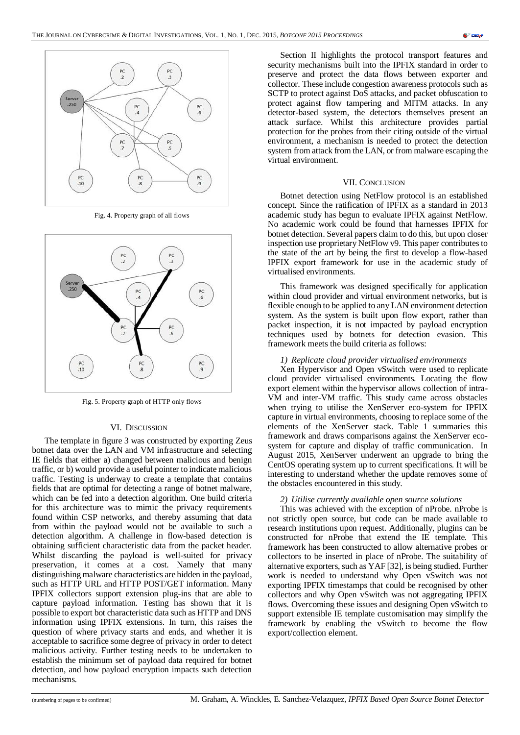PC
.2

PC
.3

Server
.250

PC
.4

PC
.6

PC
.7

PC
.5

PC
.10

PC
.8

PC
.9

Fig. 4. Property graph of all flows

PC
.2

PC
.3

Server
.250

PC
.4

PC
.6

PC
.7

PC
.5

PC
.10

PC
.8

PC
.9

Fig. 5. Property graph of HTTP only flows

## VI. Discussion

The template in figure 3 was constructed by exporting Zeus botnet data over the LAN and VM infrastructure and selecting IE fields that either a) changed between malicious and benign traffic, or b) would provide a useful pointer to indicate malicious traffic. Testing is underway to create a template that contains fields that are optimal for detecting a range of botnet malware, which can be fed into a detection algorithm. One build criteria for this architecture was to mimic the privacy requirements found within CSP networks, and thereby assuming that data from within the payload would not be available to such a detection algorithm. A challenge in flow-based detection is obtaining sufficient characteristic data from the packet header. Whilst discarding the payload is well-suited for privacy preservation, it comes at a cost. Namely that many distinguishing malware characteristics are hidden in the payload, such as HTTP URL and HTTP POST/GET information. Many IPFIX collectors support extension plug-ins that are able to capture payload information. Testing has shown that it is possible to export bot characteristic data such as HTTP and DNS information using IPFIX extensions. In turn, this raises the question of where privacy starts and ends, and whether it is acceptable to sacrifice some degree of privacy in order to detect malicious activity. Further testing needs to be undertaken to establish the minimum set of payload data required for botnet detection, and how payload encryption impacts such detection mechanisms.

Section II highlights the protocol transport features and security mechanisms built into the IPFIX standard in order to preserve and protect the data flows between exporter and collector. These include congestion awareness protocols such as SCTP to protect against DoS attacks, and packet obfuscation to protect against flow tampering and MITM attacks. In any detector-based system, the detectors themselves present an attack surface. Whilst this architecture provides partial protection for the probes from their citing outside of the virtual environment, a mechanism is needed to protect the detection system from attack from the LAN, or from malware escaping the virtual environment.

## VII. Conclusion

Botnet detection using NetFlow protocol is an established concept. Since the ratification of IPFIX as a standard in 2013 academic study has begun to evaluate IPFIX against NetFlow. No academic work could be found that harnesses IPFIX for botnet detection. Several papers claim to do this, but upon closer inspection use proprietary NetFlow v9. This paper contributes to the state of the art by being the first to develop a flow-based IPFIX export framework for use in the academic study of virtualised environments.

This framework was designed specifically for application within cloud provider and virtual environment networks, but is flexible enough to be applied to any LAN environment detection system. As the system is built upon flow export, rather than packet inspection, it is not impacted by payload encryption techniques used by botnets for detection evasion. This framework meets the build criteria as follows:

*1) Replicate cloud provider virtualised environments*

Xen Hypervisor and Open vSwitch were used to replicate cloud provider virtualised environments. Locating the flow export element within the hypervisor allows collection of intra-VM and inter-VM traffic. This study came across obstacles when trying to utilise the XenServer eco-system for IPFIX capture in virtual environments, choosing to replace some of the elements of the XenServer stack. Table 1 summaries this framework and draws comparisons against the XenServer eco-system for capture and display of traffic communication. In August 2015, XenServer underwent an upgrade to bring the CentOS operating system up to current specifications. It will be interesting to understand whether the update removes some of the obstacles encountered in this study.

*2) Utilise currently available open source solutions*

This was achieved with the exception of nProbe. nProbe is not strictly open source, but code can be made available to research institutions upon request. Additionally, plugins can be constructed for nProbe that extend the IE template. This framework has been constructed to allow alternative probes or collectors to be inserted in place of nProbe. The suitability of alternative exporters, such as YAF [32], is being studied. Further work is needed to understand why Open vSwitch was not exporting IPFIX timestamps that could be recognised by other collectors and why Open vSwitch was not aggregating IPFIX flows. Overcoming these issues and designing Open vSwitch to support extensible IE template customisation may simplify the framework by enabling the vSwitch to become the flow export/collection element.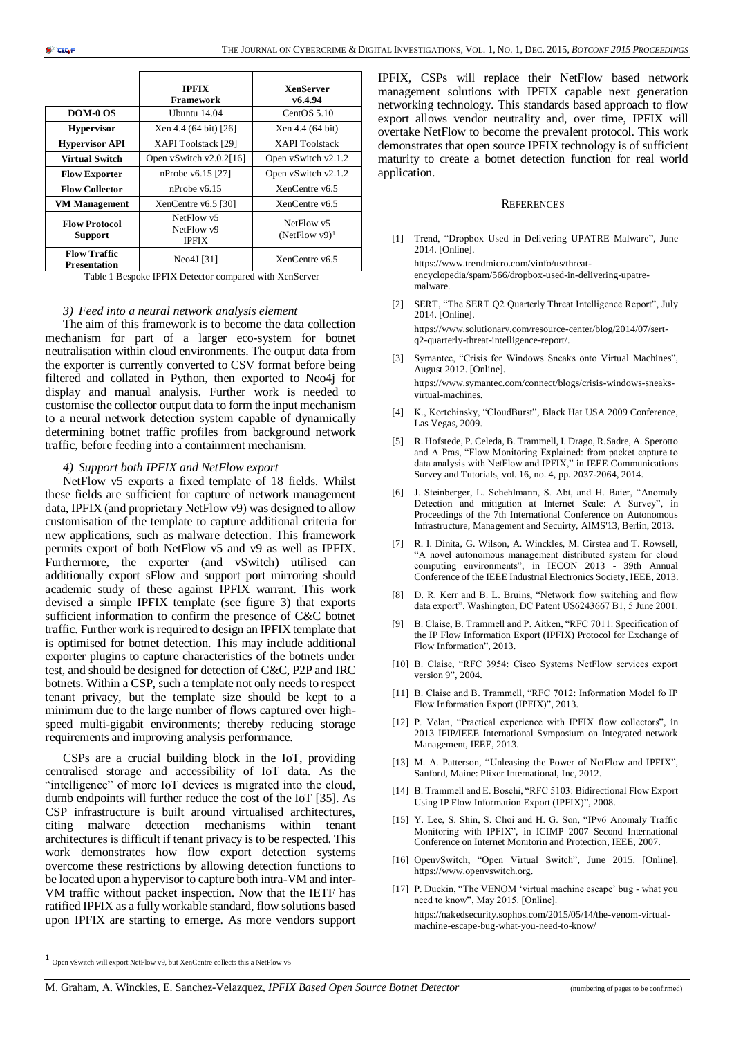| | IPFIX Framework | XenServer v6.4.94 |
|---|---|---|
| **DOM-0 OS** | Ubuntu 14.04 | CentOS 5.10 |
| **Hypervisor** | Xen 4.4 (64 bit) [26] | Xen 4.4 (64 bit) |
| **Hypervisor API** | XAPI Toolstack [29] | XAPI Toolstack |
| **Virtual Switch** | Open vSwitch v2.0.2[16] | Open vSwitch v2.1.2 |
| **Flow Exporter** | nProbe v6.15 [27] | Open vSwitch v2.1.2 |
| **Flow Collector** | nProbe v6.15 | XenCentre v6.5 |
| **VM Management** | XenCentre v6.5 [30] | XenCentre v6.5 |
| **Flow Protocol Support** | NetFlow v5 NetFlow v9 IPFIX | NetFlow v5 (NetFlow v9)[1] |
| **Flow Traffic Presentation** | Neo4J [31] | XenCentre v6.5 |

Table 1 Bespoke IPFIX Detector compared with XenServer

*3) Feed into a neural network analysis element*

The aim of this framework is to become the data collection mechanism for part of a larger eco-system for botnet neutralisation within cloud environments. The output data from the exporter is currently converted to CSV format before being filtered and collated in Python, then exported to Neo4j for display and manual analysis. Further work is needed to customise the collector output data to form the input mechanism to a neural network detection system capable of dynamically determining botnet traffic profiles from background network traffic, before feeding into a containment mechanism.

*4) Support both IPFIX and NetFlow export*

NetFlow v5 exports a fixed template of 18 fields. Whilst these fields are sufficient for capture of network management data, IPFIX (and proprietary NetFlow v9) was designed to allow customisation of the template to capture additional criteria for new applications, such as malware detection. This framework permits export of both NetFlow v5 and v9 as well as IPFIX. Furthermore, the exporter (and vSwitch) utilised can additionally export sFlow and support port mirroring should academic study of these against IPFIX warrant. This work devised a simple IPFIX template (see figure 3) that exports sufficient information to confirm the presence of C&C botnet traffic. Further work is required to design an IPFIX template that is optimised for botnet detection. This may include additional exporter plugins to capture characteristics of the botnets under test, and should be designed for detection of C&C, P2P and IRC botnets. Within a CSP, such a template not only needs to respect tenant privacy, but the template size should be kept to a minimum due to the large number of flows captured over high-speed multi-gigabit environments; thereby reducing storage requirements and improving analysis performance.

CSPs are a crucial building block in the IoT, providing centralised storage and accessibility of IoT data. As the "intelligence" of more IoT devices is migrated into the cloud, dumb endpoints will further reduce the cost of the IoT [35]. As CSP infrastructure is built around virtualised architectures, citing malware detection mechanisms within tenant architectures is difficult if tenant privacy is to be respected. This work demonstrates how flow export detection systems overcome these restrictions by allowing detection functions to be located upon a hypervisor to capture both intra-VM and inter-VM traffic without packet inspection. Now that the IETF has ratified IPFIX as a fully workable standard, flow solutions based upon IPFIX are starting to emerge. As more vendors support IPFIX, CSPs will replace their NetFlow based network management solutions with IPFIX capable next generation networking technology. This standards based approach to flow export allows vendor neutrality and, over time, IPFIX will overtake NetFlow to become the prevalent protocol. This work demonstrates that open source IPFIX technology is of sufficient maturity to create a botnet detection function for real world application.

## References

[1] Trend, "Dropbox Used in Delivering UPATRE Malware", June 2014. [Online]. https://www.trendmicro.com/vinfo/us/threat-encyclopedia/spam/566/dropbox-used-in-delivering-upatre-malware.

[2] SERT, "The SERT Q2 Quarterly Threat Intelligence Report", July 2014. [Online]. https://www.solutionary.com/resource-center/blog/2014/07/sert-q2-quarterly-threat-intelligence-report/.

[3] Symantec, "Crisis for Windows Sneaks onto Virtual Machines", August 2012. [Online]. https://www.symantec.com/connect/blogs/crisis-windows-sneaks-virtual-machines.

[4] K., Kortchinsky, "CloudBurst", Black Hat USA 2009 Conference, Las Vegas, 2009.

[5] R. Hofstede, P. Celeda, B. Trammell, I. Drago, R.Sadre, A. Sperotto and A Pras, "Flow Monitoring Explained: from packet capture to data analysis with NetFlow and IPFIX," in IEEE Communications Survey and Tutorials, vol. 16, no. 4, pp. 2037-2064, 2014.

[6] J. Steinberger, L. Schehlmann, S. Abt, and H. Baier, "Anomaly Detection and mitigation at Internet Scale: A Survey", in Proceedings of the 7th International Conference on Autonomous Infrastructure, Management and Secuirty, AIMS'13, Berlin, 2013.

[7] R. I. Dinita, G. Wilson, A. Winckles, M. Cirstea and T. Rowsell, "A novel autonomous management distributed system for cloud computing environments", in IECON 2013 - 39th Annual Conference of the IEEE Industrial Electronics Society, IEEE, 2013.

[8] D. R. Kerr and B. L. Bruins, "Network flow switching and flow data export". Washington, DC Patent US6243667 B1, 5 June 2001.

[9] B. Claise, B. Trammell and P. Aitken, "RFC 7011: Specification of the IP Flow Information Export (IPFIX) Protocol for Exchange of Flow Information", 2013.

[10] B. Claise, "RFC 3954: Cisco Systems NetFlow services export version 9", 2004.

[11] B. Claise and B. Trammell, "RFC 7012: Information Model fo IP Flow Information Export (IPFIX)", 2013.

[12] P. Velan, "Practical experience with IPFIX flow collectors", in 2013 IFIP/IEEE International Symposium on Integrated network Management, IEEE, 2013.

[13] M. A. Patterson, "Unleasing the Power of NetFlow and IPFIX", Sanford, Maine: Plixer International, Inc, 2012.

[14] B. Trammell and E. Boschi, "RFC 5103: Bidirectional Flow Export Using IP Flow Information Export (IPFIX)", 2008.

[15] Y. Lee, S. Shin, S. Choi and H. G. Son, "IPv6 Anomaly Traffic Monitoring with IPFIX", in ICIMP 2007 Second International Conference on Internet Monitorin and Protection, IEEE, 2007.

[16] OpenvSwitch, "Open Virtual Switch", June 2015. [Online]. https://www.openvswitch.org.

[17] P. Duckin, "The VENOM 'virtual machine escape' bug - what you need to know", May 2015. [Online]. https://nakedsecurity.sophos.com/2015/05/14/the-venom-virtual-machine-escape-bug-what-you-need-to-know/

[1] Open vSwitch will export NetFlow v9, but XenCentre collects this a NetFlow v5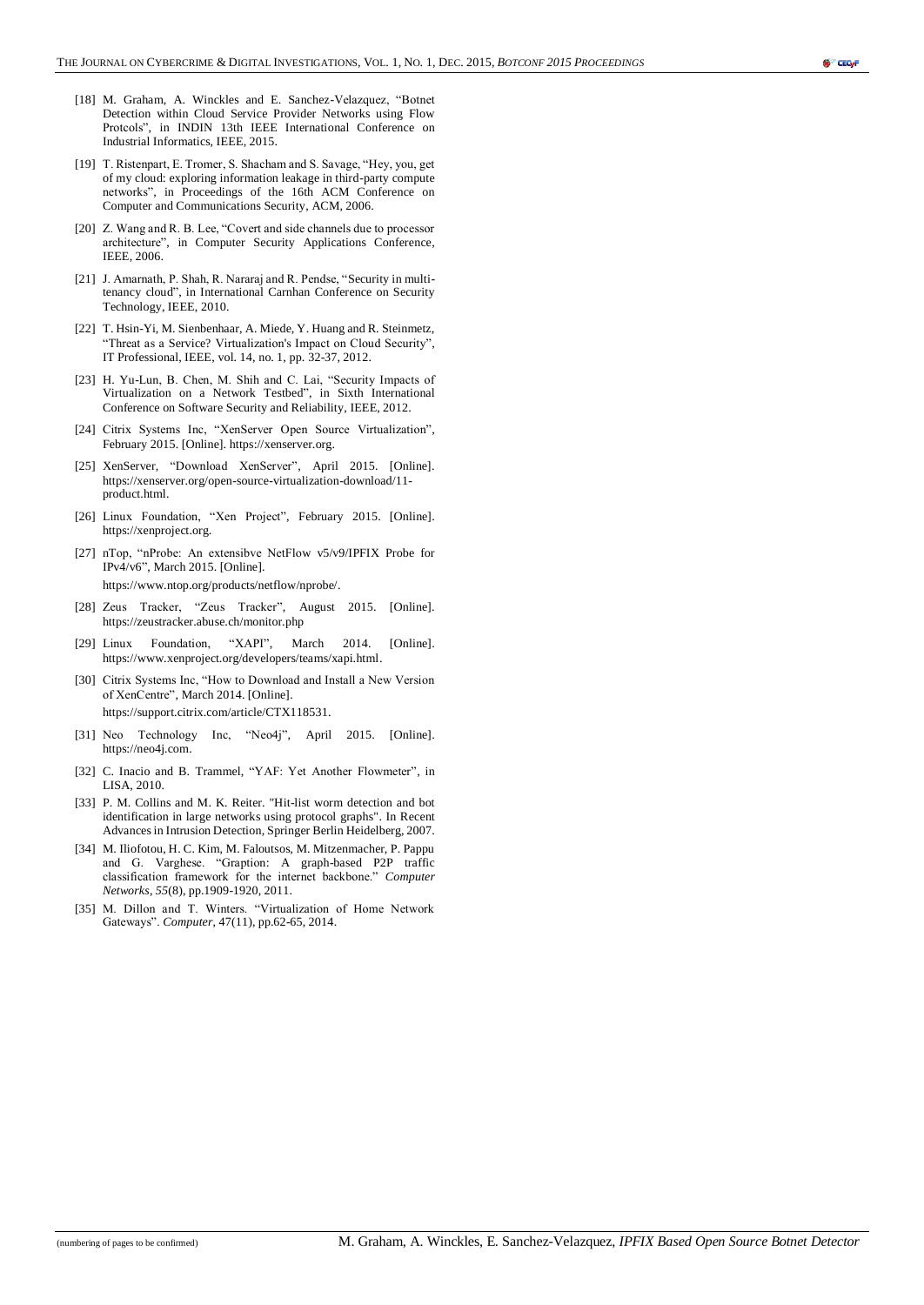[18] M. Graham, A. Winckles and E. Sanchez-Velazquez, "Botnet Detection within Cloud Service Provider Networks using Flow Protcols", in INDIN 13th IEEE International Conference on Industrial Informatics, IEEE, 2015.

[19] T. Ristenpart, E. Tromer, S. Shacham and S. Savage, "Hey, you, get of my cloud: exploring information leakage in third-party compute networks", in Proceedings of the 16th ACM Conference on Computer and Communications Security, ACM, 2006.

[20] Z. Wang and R. B. Lee, "Covert and side channels due to processor architecture", in Computer Security Applications Conference, IEEE, 2006.

[21] J. Amarnath, P. Shah, R. Nararaj and R. Pendse, "Security in multi-tenancy cloud", in International Carnhan Conference on Security Technology, IEEE, 2010.

[22] T. Hsin-Yi, M. Sienbenhaar, A. Miede, Y. Huang and R. Steinmetz, "Threat as a Service? Virtualization's Impact on Cloud Security", IT Professional, IEEE, vol. 14, no. 1, pp. 32-37, 2012.

[23] H. Yu-Lun, B. Chen, M. Shih and C. Lai, "Security Impacts of Virtualization on a Network Testbed", in Sixth International Conference on Software Security and Reliability, IEEE, 2012.

[24] Citrix Systems Inc, "XenServer Open Source Virtualization", February 2015. [Online]. https://xenserver.org.

[25] XenServer, "Download XenServer", April 2015. [Online]. https://xenserver.org/open-source-virtualization-download/11-product.html.

[26] Linux Foundation, "Xen Project", February 2015. [Online]. https://xenproject.org.

[27] nTop, "nProbe: An extensibve NetFlow v5/v9/IPFIX Probe for IPv4/v6", March 2015. [Online]. https://www.ntop.org/products/netflow/nprobe/.

[28] Zeus Tracker, "Zeus Tracker", August 2015. [Online]. https://zeustracker.abuse.ch/monitor.php

[29] Linux Foundation, "XAPI", March 2014. [Online]. https://www.xenproject.org/developers/teams/xapi.html.

[30] Citrix Systems Inc, "How to Download and Install a New Version of XenCentre", March 2014. [Online]. https://support.citrix.com/article/CTX118531.

[31] Neo Technology Inc, "Neo4j", April 2015. [Online]. https://neo4j.com.

[32] C. Inacio and B. Trammel, "YAF: Yet Another Flowmeter", in LISA, 2010.

[33] P. M. Collins and M. K. Reiter. "Hit-list worm detection and bot identification in large networks using protocol graphs". In Recent Advances in Intrusion Detection, Springer Berlin Heidelberg, 2007.

[34] M. Iliofotou, H. C. Kim, M. Faloutsos, M. Mitzenmacher, P. Pappu and G. Varghese. "Graption: A graph-based P2P traffic classification framework for the internet backbone." *Computer Networks*, *55*(8), pp.1909-1920, 2011.

[35] M. Dillon and T. Winters. "Virtualization of Home Network Gateways". *Computer*, 47(11), pp.62-65, 2014.